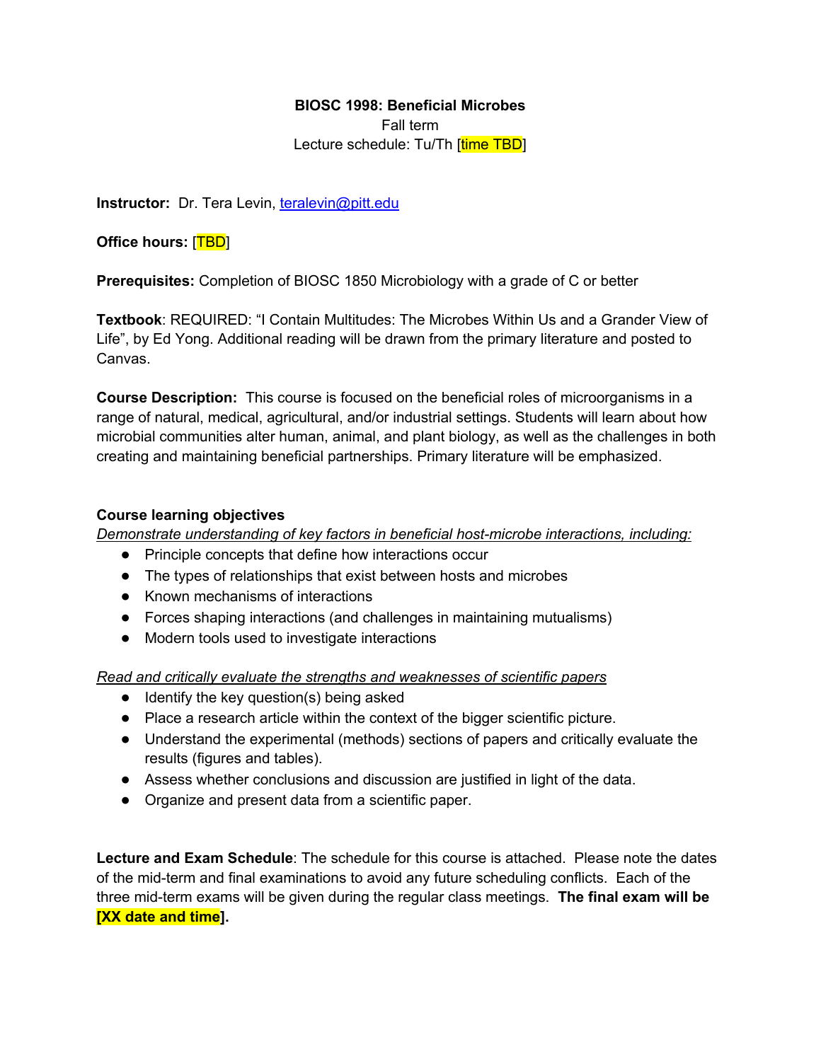# BIOSC 1998: Beneficial Microbes

Fall term

Lecture schedule: Tu/Th [time TBD]

**Instructor:** Dr. Tera Levin, teralevin@pitt.edu

**Office hours:** [TBD]

**Prerequisites:** Completion of BIOSC 1850 Microbiology with a grade of C or better

**Textbook**: REQUIRED: "I Contain Multitudes: The Microbes Within Us and a Grander View of Life", by Ed Yong. Additional reading will be drawn from the primary literature and posted to Canvas.

**Course Description:** This course is focused on the beneficial roles of microorganisms in a range of natural, medical, agricultural, and/or industrial settings. Students will learn about how microbial communities alter human, animal, and plant biology, as well as the challenges in both creating and maintaining beneficial partnerships. Primary literature will be emphasized.

**Course learning objectives**

*Demonstrate understanding of key factors in beneficial host-microbe interactions, including:*

- Principle concepts that define how interactions occur
- The types of relationships that exist between hosts and microbes
- Known mechanisms of interactions
- Forces shaping interactions (and challenges in maintaining mutualisms)
- Modern tools used to investigate interactions

*Read and critically evaluate the strengths and weaknesses of scientific papers*

- Identify the key question(s) being asked
- Place a research article within the context of the bigger scientific picture.
- Understand the experimental (methods) sections of papers and critically evaluate the results (figures and tables).
- Assess whether conclusions and discussion are justified in light of the data.
- Organize and present data from a scientific paper.

**Lecture and Exam Schedule**: The schedule for this course is attached. Please note the dates of the mid-term and final examinations to avoid any future scheduling conflicts. Each of the three mid-term exams will be given during the regular class meetings. **The final exam will be [XX date and time].**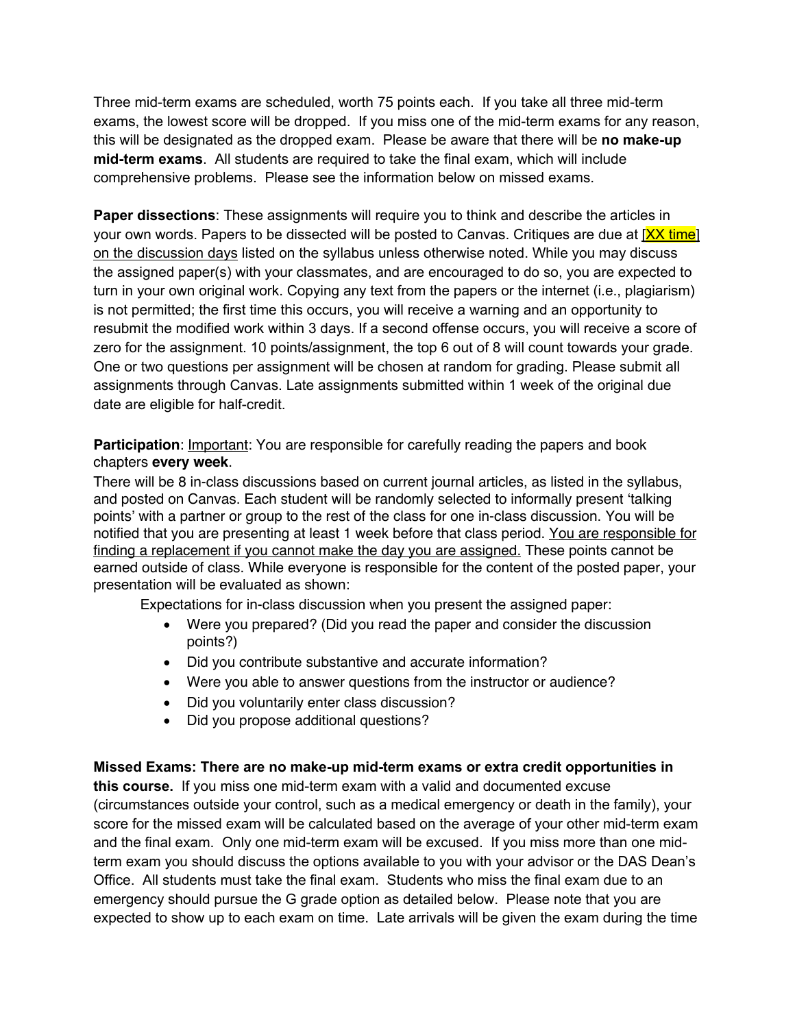Three mid-term exams are scheduled, worth 75 points each. If you take all three mid-term exams, the lowest score will be dropped. If you miss one of the mid-term exams for any reason, this will be designated as the dropped exam. Please be aware that there will be **no make-up mid-term exams**. All students are required to take the final exam, which will include comprehensive problems. Please see the information below on missed exams.

**Paper dissections**: These assignments will require you to think and describe the articles in your own words. Papers to be dissected will be posted to Canvas. Critiques are due at [XX time] on the discussion days listed on the syllabus unless otherwise noted. While you may discuss the assigned paper(s) with your classmates, and are encouraged to do so, you are expected to turn in your own original work. Copying any text from the papers or the internet (i.e., plagiarism) is not permitted; the first time this occurs, you will receive a warning and an opportunity to resubmit the modified work within 3 days. If a second offense occurs, you will receive a score of zero for the assignment. 10 points/assignment, the top 6 out of 8 will count towards your grade. One or two questions per assignment will be chosen at random for grading. Please submit all assignments through Canvas. Late assignments submitted within 1 week of the original due date are eligible for half-credit.

**Participation**: Important: You are responsible for carefully reading the papers and book chapters **every week**.

There will be 8 in-class discussions based on current journal articles, as listed in the syllabus, and posted on Canvas. Each student will be randomly selected to informally present 'talking points' with a partner or group to the rest of the class for one in-class discussion. You will be notified that you are presenting at least 1 week before that class period. You are responsible for finding a replacement if you cannot make the day you are assigned. These points cannot be earned outside of class. While everyone is responsible for the content of the posted paper, your presentation will be evaluated as shown:

Expectations for in-class discussion when you present the assigned paper:

- Were you prepared? (Did you read the paper and consider the discussion points?)
- Did you contribute substantive and accurate information?
- Were you able to answer questions from the instructor or audience?
- Did you voluntarily enter class discussion?
- Did you propose additional questions?

**Missed Exams: There are no make-up mid-term exams or extra credit opportunities in this course.** If you miss one mid-term exam with a valid and documented excuse (circumstances outside your control, such as a medical emergency or death in the family), your score for the missed exam will be calculated based on the average of your other mid-term exam and the final exam. Only one mid-term exam will be excused. If you miss more than one mid-term exam you should discuss the options available to you with your advisor or the DAS Dean's Office. All students must take the final exam. Students who miss the final exam due to an emergency should pursue the G grade option as detailed below. Please note that you are expected to show up to each exam on time. Late arrivals will be given the exam during the time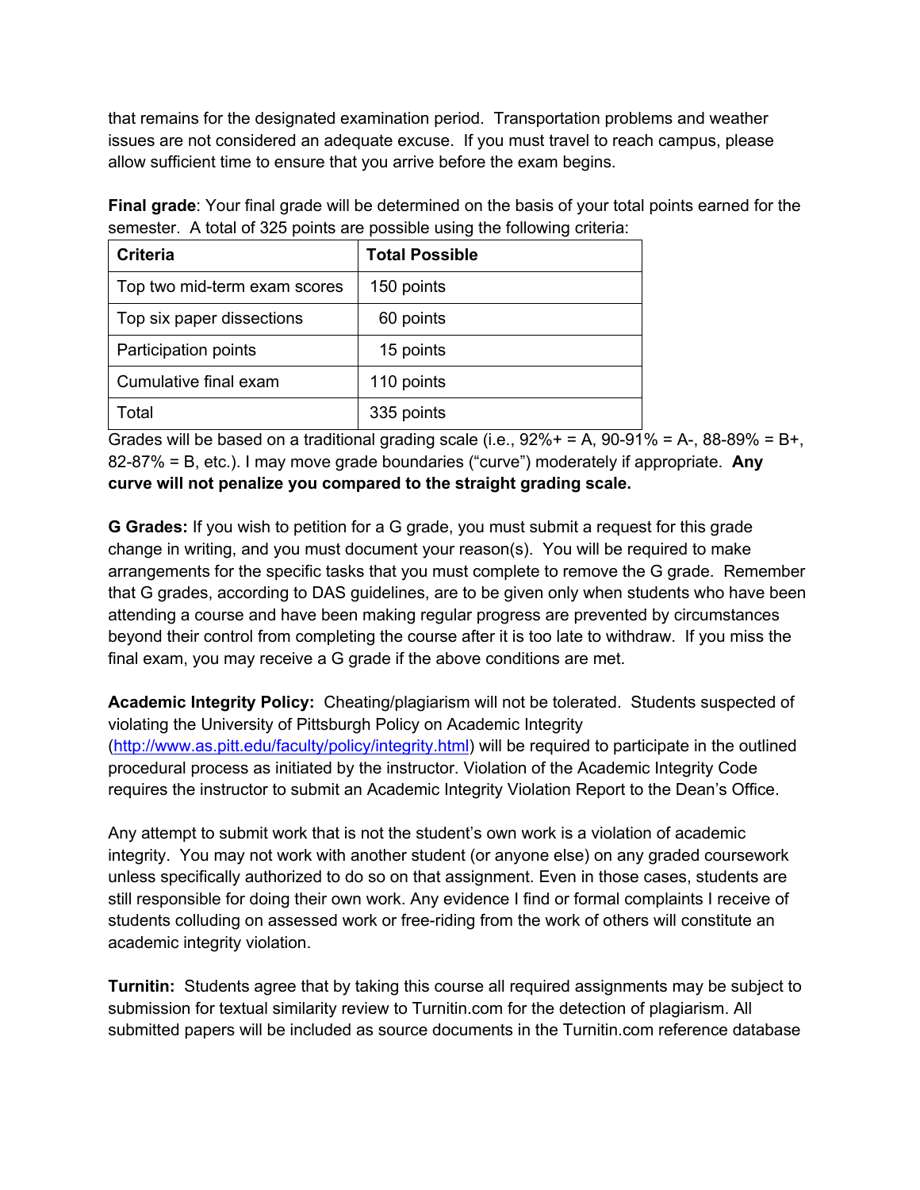that remains for the designated examination period. Transportation problems and weather issues are not considered an adequate excuse. If you must travel to reach campus, please allow sufficient time to ensure that you arrive before the exam begins.

**Final grade**: Your final grade will be determined on the basis of your total points earned for the semester. A total of 325 points are possible using the following criteria:

| Criteria | Total Possible |
| --- | --- |
| Top two mid-term exam scores | 150 points |
| Top six paper dissections | 60 points |
| Participation points | 15 points |
| Cumulative final exam | 110 points |
| Total | 335 points |

Grades will be based on a traditional grading scale (i.e., 92%+ = A, 90-91% = A-, 88-89% = B+, 82-87% = B, etc.). I may move grade boundaries ("curve") moderately if appropriate. **Any curve will not penalize you compared to the straight grading scale.**

**G Grades:** If you wish to petition for a G grade, you must submit a request for this grade change in writing, and you must document your reason(s). You will be required to make arrangements for the specific tasks that you must complete to remove the G grade. Remember that G grades, according to DAS guidelines, are to be given only when students who have been attending a course and have been making regular progress are prevented by circumstances beyond their control from completing the course after it is too late to withdraw. If you miss the final exam, you may receive a G grade if the above conditions are met.

**Academic Integrity Policy:** Cheating/plagiarism will not be tolerated. Students suspected of violating the University of Pittsburgh Policy on Academic Integrity ([http://www.as.pitt.edu/faculty/policy/integrity.html](http://www.as.pitt.edu/faculty/policy/integrity.html)) will be required to participate in the outlined procedural process as initiated by the instructor. Violation of the Academic Integrity Code requires the instructor to submit an Academic Integrity Violation Report to the Dean's Office.

Any attempt to submit work that is not the student's own work is a violation of academic integrity. You may not work with another student (or anyone else) on any graded coursework unless specifically authorized to do so on that assignment. Even in those cases, students are still responsible for doing their own work. Any evidence I find or formal complaints I receive of students colluding on assessed work or free-riding from the work of others will constitute an academic integrity violation.

**Turnitin:** Students agree that by taking this course all required assignments may be subject to submission for textual similarity review to Turnitin.com for the detection of plagiarism. All submitted papers will be included as source documents in the Turnitin.com reference database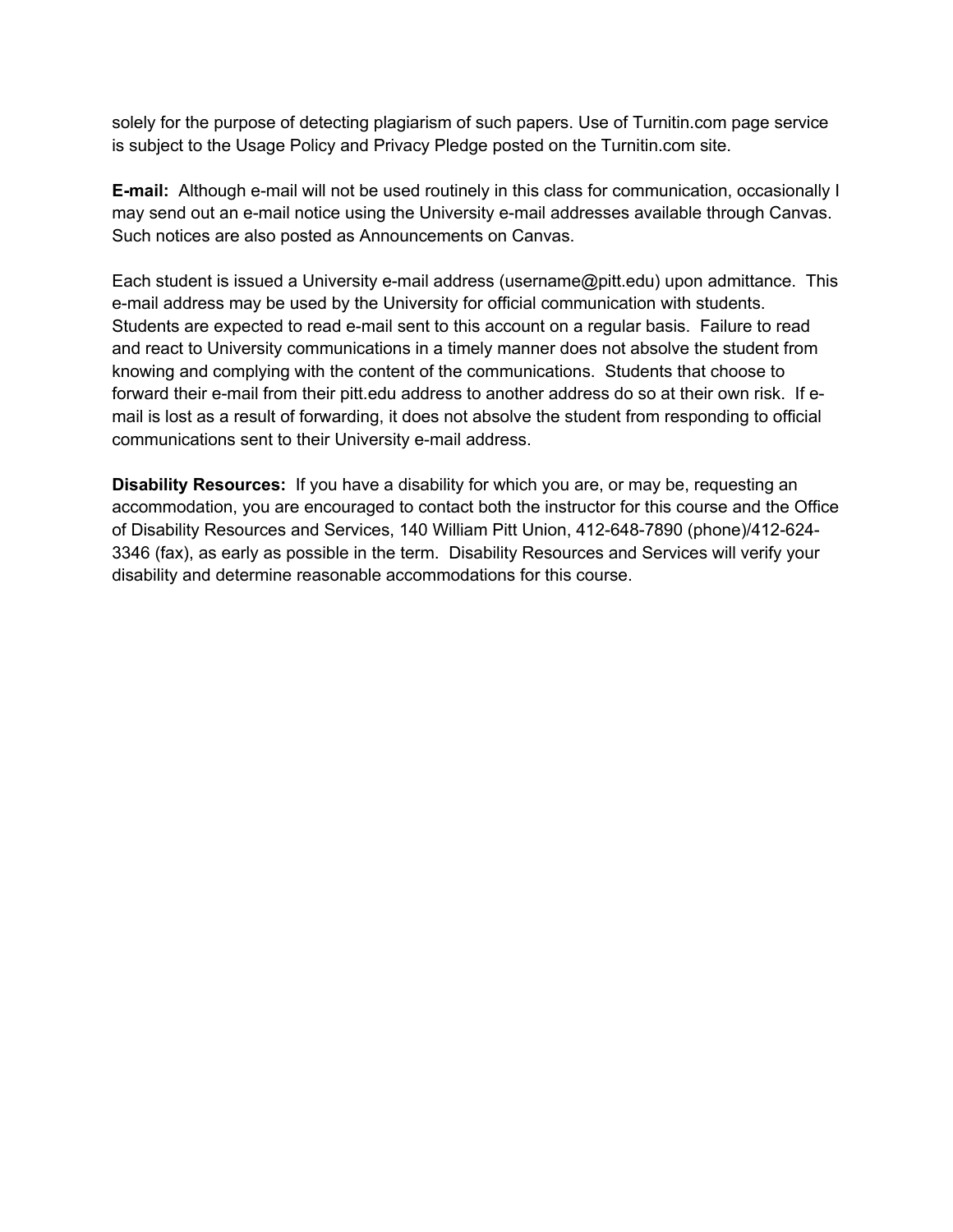solely for the purpose of detecting plagiarism of such papers. Use of Turnitin.com page service is subject to the Usage Policy and Privacy Pledge posted on the Turnitin.com site.

**E-mail:** Although e-mail will not be used routinely in this class for communication, occasionally I may send out an e-mail notice using the University e-mail addresses available through Canvas. Such notices are also posted as Announcements on Canvas.

Each student is issued a University e-mail address (username@pitt.edu) upon admittance. This e-mail address may be used by the University for official communication with students. Students are expected to read e-mail sent to this account on a regular basis. Failure to read and react to University communications in a timely manner does not absolve the student from knowing and complying with the content of the communications. Students that choose to forward their e-mail from their pitt.edu address to another address do so at their own risk. If e-mail is lost as a result of forwarding, it does not absolve the student from responding to official communications sent to their University e-mail address.

**Disability Resources:** If you have a disability for which you are, or may be, requesting an accommodation, you are encouraged to contact both the instructor for this course and the Office of Disability Resources and Services, 140 William Pitt Union, 412-648-7890 (phone)/412-624-3346 (fax), as early as possible in the term. Disability Resources and Services will verify your disability and determine reasonable accommodations for this course.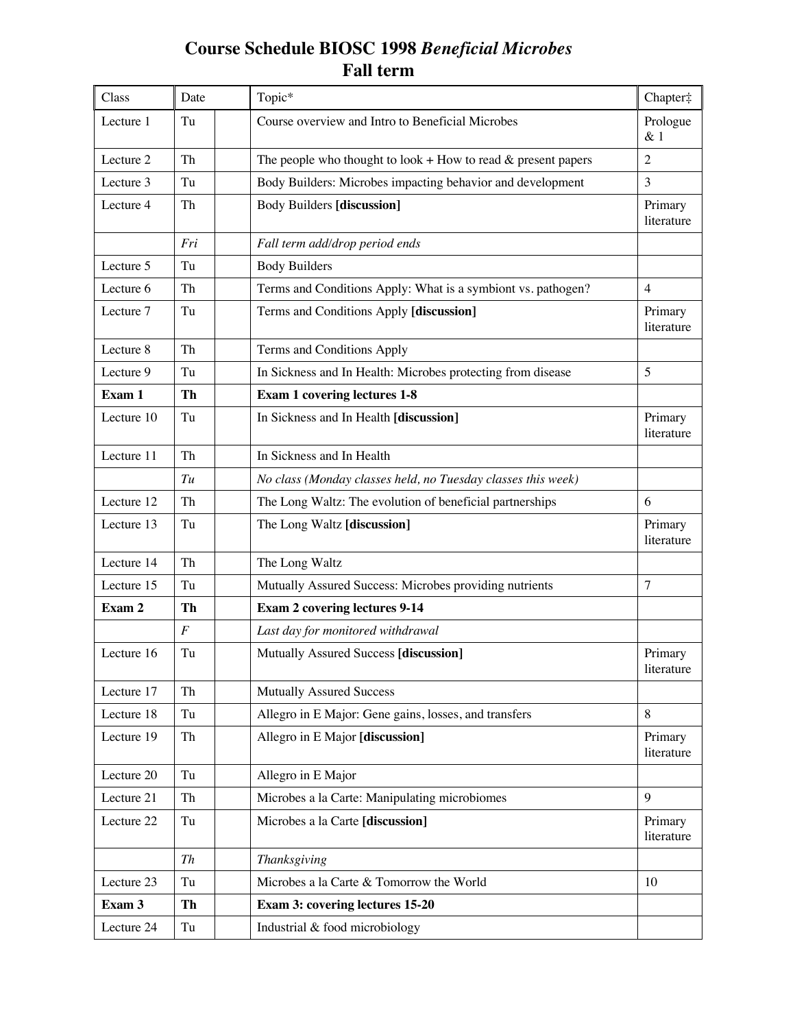# Course Schedule BIOSC 1998 *Beneficial Microbes*
## Fall term

| Class | Date | | Topic* | Chapter‡ |
|---|---|---|---|---|
| Lecture 1 | Tu | | Course overview and Intro to Beneficial Microbes | Prologue & 1 |
| Lecture 2 | Th | | The people who thought to look + How to read & present papers | 2 |
| Lecture 3 | Tu | | Body Builders: Microbes impacting behavior and development | 3 |
| Lecture 4 | Th | | Body Builders **[discussion]** | Primary literature |
| | *Fri* | | *Fall term add/drop period ends* | |
| Lecture 5 | Tu | | Body Builders | |
| Lecture 6 | Th | | Terms and Conditions Apply: What is a symbiont vs. pathogen? | 4 |
| Lecture 7 | Tu | | Terms and Conditions Apply **[discussion]** | Primary literature |
| Lecture 8 | Th | | Terms and Conditions Apply | |
| Lecture 9 | Tu | | In Sickness and In Health: Microbes protecting from disease | 5 |
| **Exam 1** | **Th** | | **Exam 1 covering lectures 1-8** | |
| Lecture 10 | Tu | | In Sickness and In Health **[discussion]** | Primary literature |
| Lecture 11 | Th | | In Sickness and In Health | |
| | *Tu* | | *No class (Monday classes held, no Tuesday classes this week)* | |
| Lecture 12 | Th | | The Long Waltz: The evolution of beneficial partnerships | 6 |
| Lecture 13 | Tu | | The Long Waltz **[discussion]** | Primary literature |
| Lecture 14 | Th | | The Long Waltz | |
| Lecture 15 | Tu | | Mutually Assured Success: Microbes providing nutrients | 7 |
| **Exam 2** | **Th** | | **Exam 2 covering lectures 9-14** | |
| | *F* | | *Last day for monitored withdrawal* | |
| Lecture 16 | Tu | | Mutually Assured Success **[discussion]** | Primary literature |
| Lecture 17 | Th | | Mutually Assured Success | |
| Lecture 18 | Tu | | Allegro in E Major: Gene gains, losses, and transfers | 8 |
| Lecture 19 | Th | | Allegro in E Major **[discussion]** | Primary literature |
| Lecture 20 | Tu | | Allegro in E Major | |
| Lecture 21 | Th | | Microbes a la Carte: Manipulating microbiomes | 9 |
| Lecture 22 | Tu | | Microbes a la Carte **[discussion]** | Primary literature |
| | *Th* | | *Thanksgiving* | |
| Lecture 23 | Tu | | Microbes a la Carte & Tomorrow the World | 10 |
| **Exam 3** | **Th** | | **Exam 3: covering lectures 15-20** | |
| Lecture 24 | Tu | | Industrial & food microbiology | |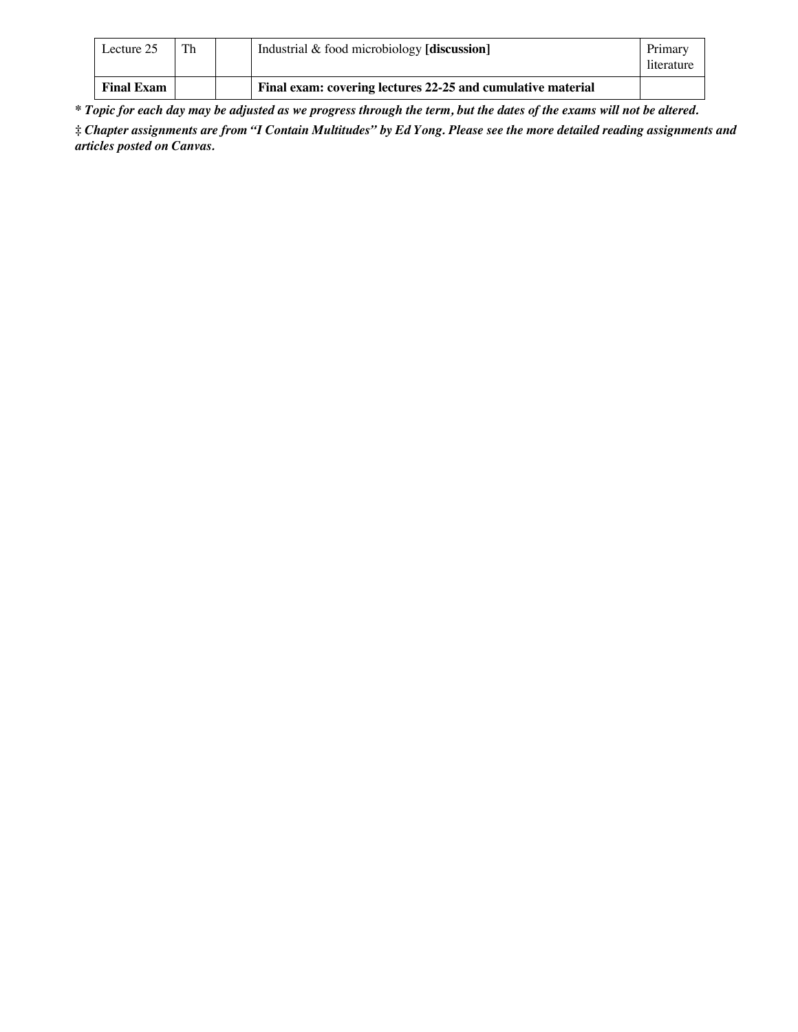| | | | | |
|---|---|---|---|---|
| Lecture 25 | Th | | Industrial & food microbiology **[discussion]** | Primary literature |
| **Final Exam** | | | **Final exam: covering lectures 22-25 and cumulative material** | |

***\* Topic for each day may be adjusted as we progress through the term, but the dates of the exams will not be altered.***

***‡ Chapter assignments are from "I Contain Multitudes" by Ed Yong. Please see the more detailed reading assignments and articles posted on Canvas.***